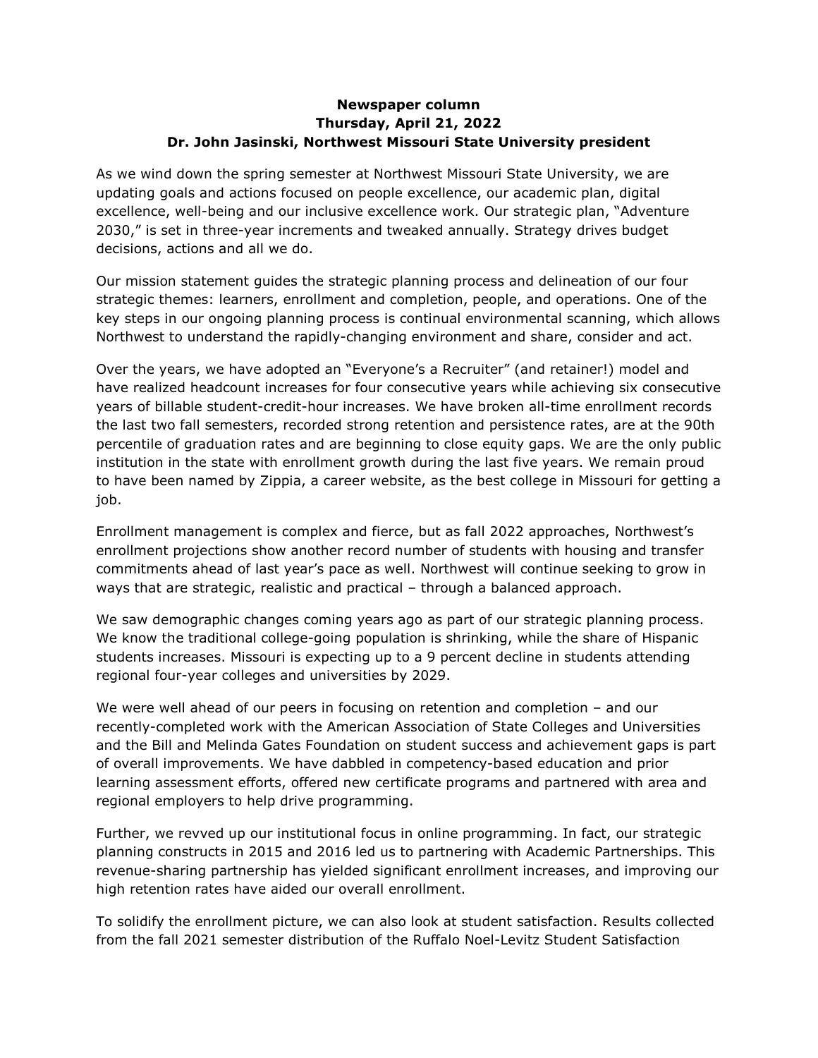**Newspaper column**
**Thursday, April 21, 2022**
**Dr. John Jasinski, Northwest Missouri State University president**

As we wind down the spring semester at Northwest Missouri State University, we are updating goals and actions focused on people excellence, our academic plan, digital excellence, well-being and our inclusive excellence work. Our strategic plan, "Adventure 2030," is set in three-year increments and tweaked annually. Strategy drives budget decisions, actions and all we do.

Our mission statement guides the strategic planning process and delineation of our four strategic themes: learners, enrollment and completion, people, and operations. One of the key steps in our ongoing planning process is continual environmental scanning, which allows Northwest to understand the rapidly-changing environment and share, consider and act.

Over the years, we have adopted an "Everyone's a Recruiter" (and retainer!) model and have realized headcount increases for four consecutive years while achieving six consecutive years of billable student-credit-hour increases. We have broken all-time enrollment records the last two fall semesters, recorded strong retention and persistence rates, are at the 90th percentile of graduation rates and are beginning to close equity gaps. We are the only public institution in the state with enrollment growth during the last five years. We remain proud to have been named by Zippia, a career website, as the best college in Missouri for getting a job.

Enrollment management is complex and fierce, but as fall 2022 approaches, Northwest's enrollment projections show another record number of students with housing and transfer commitments ahead of last year's pace as well. Northwest will continue seeking to grow in ways that are strategic, realistic and practical – through a balanced approach.

We saw demographic changes coming years ago as part of our strategic planning process. We know the traditional college-going population is shrinking, while the share of Hispanic students increases. Missouri is expecting up to a 9 percent decline in students attending regional four-year colleges and universities by 2029.

We were well ahead of our peers in focusing on retention and completion – and our recently-completed work with the American Association of State Colleges and Universities and the Bill and Melinda Gates Foundation on student success and achievement gaps is part of overall improvements. We have dabbled in competency-based education and prior learning assessment efforts, offered new certificate programs and partnered with area and regional employers to help drive programming.

Further, we revved up our institutional focus in online programming. In fact, our strategic planning constructs in 2015 and 2016 led us to partnering with Academic Partnerships. This revenue-sharing partnership has yielded significant enrollment increases, and improving our high retention rates have aided our overall enrollment.

To solidify the enrollment picture, we can also look at student satisfaction. Results collected from the fall 2021 semester distribution of the Ruffalo Noel-Levitz Student Satisfaction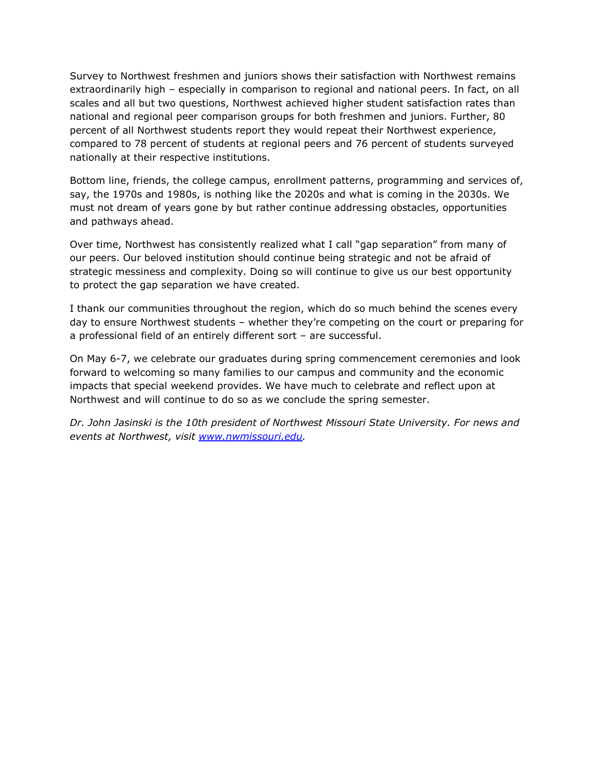Survey to Northwest freshmen and juniors shows their satisfaction with Northwest remains extraordinarily high – especially in comparison to regional and national peers. In fact, on all scales and all but two questions, Northwest achieved higher student satisfaction rates than national and regional peer comparison groups for both freshmen and juniors. Further, 80 percent of all Northwest students report they would repeat their Northwest experience, compared to 78 percent of students at regional peers and 76 percent of students surveyed nationally at their respective institutions.

Bottom line, friends, the college campus, enrollment patterns, programming and services of, say, the 1970s and 1980s, is nothing like the 2020s and what is coming in the 2030s. We must not dream of years gone by but rather continue addressing obstacles, opportunities and pathways ahead.

Over time, Northwest has consistently realized what I call "gap separation" from many of our peers. Our beloved institution should continue being strategic and not be afraid of strategic messiness and complexity. Doing so will continue to give us our best opportunity to protect the gap separation we have created.

I thank our communities throughout the region, which do so much behind the scenes every day to ensure Northwest students – whether they're competing on the court or preparing for a professional field of an entirely different sort – are successful.

On May 6-7, we celebrate our graduates during spring commencement ceremonies and look forward to welcoming so many families to our campus and community and the economic impacts that special weekend provides. We have much to celebrate and reflect upon at Northwest and will continue to do so as we conclude the spring semester.

*Dr. John Jasinski is the 10th president of Northwest Missouri State University. For news and events at Northwest, visit [www.nwmissouri.edu](http://www.nwmissouri.edu).*